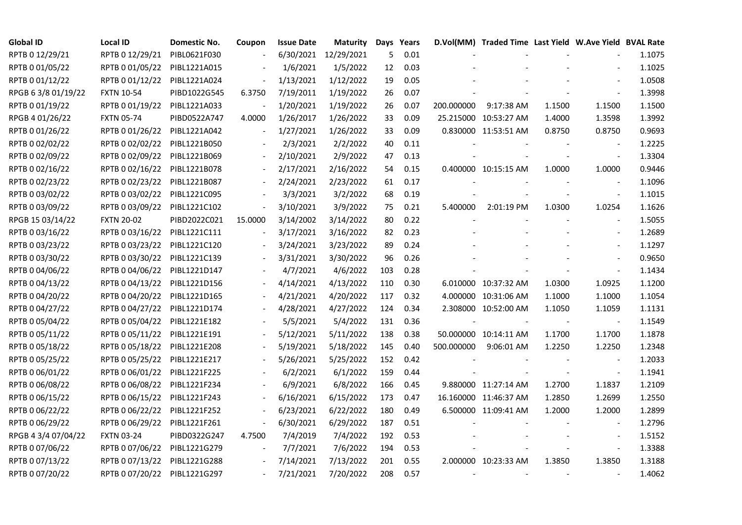| Global ID | Local ID | Domestic No. | Coupon | Issue Date | Maturity | Days | Years | D.Vol(MM) | Traded Time | Last Yield | W.Ave Yield | BVAL Rate |
|---|---|---|---|---|---|---|---|---|---|---|---|---|
| RPTB 0 12/29/21 | RPTB 0 12/29/21 | PIBL0621F030 | - | 6/30/2021 | 12/29/2021 | 5 | 0.01 | - | - | - | - | 1.1075 |
| RPTB 0 01/05/22 | RPTB 0 01/05/22 | PIBL1221A015 | - | 1/6/2021 | 1/5/2022 | 12 | 0.03 | - | - | - | - | 1.1025 |
| RPTB 0 01/12/22 | RPTB 0 01/12/22 | PIBL1221A024 | - | 1/13/2021 | 1/12/2022 | 19 | 0.05 | - | - | - | - | 1.0508 |
| RPGB 6 3/8 01/19/22 | FXTN 10-54 | PIBD1022G545 | 6.3750 | 7/19/2011 | 1/19/2022 | 26 | 0.07 | - | - | - | - | 1.3998 |
| RPTB 0 01/19/22 | RPTB 0 01/19/22 | PIBL1221A033 | - | 1/20/2021 | 1/19/2022 | 26 | 0.07 | 200.000000 | 9:17:38 AM | 1.1500 | 1.1500 | 1.1500 |
| RPGB 4 01/26/22 | FXTN 05-74 | PIBD0522A747 | 4.0000 | 1/26/2017 | 1/26/2022 | 33 | 0.09 | 25.215000 | 10:53:27 AM | 1.4000 | 1.3598 | 1.3992 |
| RPTB 0 01/26/22 | RPTB 0 01/26/22 | PIBL1221A042 | - | 1/27/2021 | 1/26/2022 | 33 | 0.09 | 0.830000 | 11:53:51 AM | 0.8750 | 0.8750 | 0.9693 |
| RPTB 0 02/02/22 | RPTB 0 02/02/22 | PIBL1221B050 | - | 2/3/2021 | 2/2/2022 | 40 | 0.11 | - | - | - | - | 1.2225 |
| RPTB 0 02/09/22 | RPTB 0 02/09/22 | PIBL1221B069 | - | 2/10/2021 | 2/9/2022 | 47 | 0.13 | - | - | - | - | 1.3304 |
| RPTB 0 02/16/22 | RPTB 0 02/16/22 | PIBL1221B078 | - | 2/17/2021 | 2/16/2022 | 54 | 0.15 | 0.400000 | 10:15:15 AM | 1.0000 | 1.0000 | 0.9446 |
| RPTB 0 02/23/22 | RPTB 0 02/23/22 | PIBL1221B087 | - | 2/24/2021 | 2/23/2022 | 61 | 0.17 | - | - | - | - | 1.1096 |
| RPTB 0 03/02/22 | RPTB 0 03/02/22 | PIBL1221C095 | - | 3/3/2021 | 3/2/2022 | 68 | 0.19 | - | - | - | - | 1.1015 |
| RPTB 0 03/09/22 | RPTB 0 03/09/22 | PIBL1221C102 | - | 3/10/2021 | 3/9/2022 | 75 | 0.21 | 5.400000 | 2:01:19 PM | 1.0300 | 1.0254 | 1.1626 |
| RPGB 15 03/14/22 | FXTN 20-02 | PIBD2022C021 | 15.0000 | 3/14/2002 | 3/14/2022 | 80 | 0.22 | - | - | - | - | 1.5055 |
| RPTB 0 03/16/22 | RPTB 0 03/16/22 | PIBL1221C111 | - | 3/17/2021 | 3/16/2022 | 82 | 0.23 | - | - | - | - | 1.2689 |
| RPTB 0 03/23/22 | RPTB 0 03/23/22 | PIBL1221C120 | - | 3/24/2021 | 3/23/2022 | 89 | 0.24 | - | - | - | - | 1.1297 |
| RPTB 0 03/30/22 | RPTB 0 03/30/22 | PIBL1221C139 | - | 3/31/2021 | 3/30/2022 | 96 | 0.26 | - | - | - | - | 0.9650 |
| RPTB 0 04/06/22 | RPTB 0 04/06/22 | PIBL1221D147 | - | 4/7/2021 | 4/6/2022 | 103 | 0.28 | - | - | - | - | 1.1434 |
| RPTB 0 04/13/22 | RPTB 0 04/13/22 | PIBL1221D156 | - | 4/14/2021 | 4/13/2022 | 110 | 0.30 | 6.010000 | 10:37:32 AM | 1.0300 | 1.0925 | 1.1200 |
| RPTB 0 04/20/22 | RPTB 0 04/20/22 | PIBL1221D165 | - | 4/21/2021 | 4/20/2022 | 117 | 0.32 | 4.000000 | 10:31:06 AM | 1.1000 | 1.1000 | 1.1054 |
| RPTB 0 04/27/22 | RPTB 0 04/27/22 | PIBL1221D174 | - | 4/28/2021 | 4/27/2022 | 124 | 0.34 | 2.308000 | 10:52:00 AM | 1.1050 | 1.1059 | 1.1131 |
| RPTB 0 05/04/22 | RPTB 0 05/04/22 | PIBL1221E182 | - | 5/5/2021 | 5/4/2022 | 131 | 0.36 | - | - | - | - | 1.1549 |
| RPTB 0 05/11/22 | RPTB 0 05/11/22 | PIBL1221E191 | - | 5/12/2021 | 5/11/2022 | 138 | 0.38 | 50.000000 | 10:14:11 AM | 1.1700 | 1.1700 | 1.1878 |
| RPTB 0 05/18/22 | RPTB 0 05/18/22 | PIBL1221E208 | - | 5/19/2021 | 5/18/2022 | 145 | 0.40 | 500.000000 | 9:06:01 AM | 1.2250 | 1.2250 | 1.2348 |
| RPTB 0 05/25/22 | RPTB 0 05/25/22 | PIBL1221E217 | - | 5/26/2021 | 5/25/2022 | 152 | 0.42 | - | - | - | - | 1.2033 |
| RPTB 0 06/01/22 | RPTB 0 06/01/22 | PIBL1221F225 | - | 6/2/2021 | 6/1/2022 | 159 | 0.44 | - | - | - | - | 1.1941 |
| RPTB 0 06/08/22 | RPTB 0 06/08/22 | PIBL1221F234 | - | 6/9/2021 | 6/8/2022 | 166 | 0.45 | 9.880000 | 11:27:14 AM | 1.2700 | 1.1837 | 1.2109 |
| RPTB 0 06/15/22 | RPTB 0 06/15/22 | PIBL1221F243 | - | 6/16/2021 | 6/15/2022 | 173 | 0.47 | 16.160000 | 11:46:37 AM | 1.2850 | 1.2699 | 1.2550 |
| RPTB 0 06/22/22 | RPTB 0 06/22/22 | PIBL1221F252 | - | 6/23/2021 | 6/22/2022 | 180 | 0.49 | 6.500000 | 11:09:41 AM | 1.2000 | 1.2000 | 1.2899 |
| RPTB 0 06/29/22 | RPTB 0 06/29/22 | PIBL1221F261 | - | 6/30/2021 | 6/29/2022 | 187 | 0.51 | - | - | - | - | 1.2796 |
| RPGB 4 3/4 07/04/22 | FXTN 03-24 | PIBD0322G247 | 4.7500 | 7/4/2019 | 7/4/2022 | 192 | 0.53 | - | - | - | - | 1.5152 |
| RPTB 0 07/06/22 | RPTB 0 07/06/22 | PIBL1221G279 | - | 7/7/2021 | 7/6/2022 | 194 | 0.53 | - | - | - | - | 1.3388 |
| RPTB 0 07/13/22 | RPTB 0 07/13/22 | PIBL1221G288 | - | 7/14/2021 | 7/13/2022 | 201 | 0.55 | 2.000000 | 10:23:33 AM | 1.3850 | 1.3850 | 1.3188 |
| RPTB 0 07/20/22 | RPTB 0 07/20/22 | PIBL1221G297 | - | 7/21/2021 | 7/20/2022 | 208 | 0.57 | - | - | - | - | 1.4062 |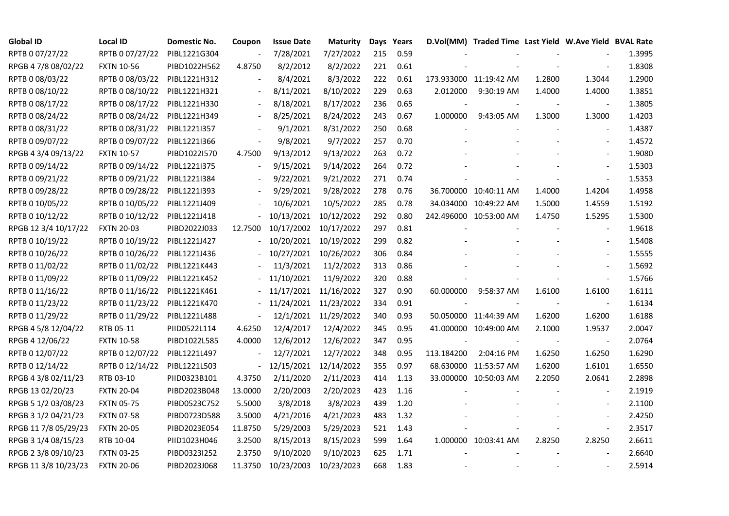| Global ID | Local ID | Domestic No. | Coupon | Issue Date | Maturity | Days | Years | D.Vol(MM) | Traded Time | Last Yield | W.Ave Yield | BVAL Rate |
|---|---|---|---|---|---|---|---|---|---|---|---|---|
| RPTB 0 07/27/22 | RPTB 0 07/27/22 | PIBL1221G304 | - | 7/28/2021 | 7/27/2022 | 215 | 0.59 | - | - | - | - | 1.3995 |
| RPGB 4 7/8 08/02/22 | FXTN 10-56 | PIBD1022H562 | 4.8750 | 8/2/2012 | 8/2/2022 | 221 | 0.61 | - | - | - | - | 1.8308 |
| RPTB 0 08/03/22 | RPTB 0 08/03/22 | PIBL1221H312 | - | 8/4/2021 | 8/3/2022 | 222 | 0.61 | 173.933000 | 11:19:42 AM | 1.2800 | 1.3044 | 1.2900 |
| RPTB 0 08/10/22 | RPTB 0 08/10/22 | PIBL1221H321 | - | 8/11/2021 | 8/10/2022 | 229 | 0.63 | 2.012000 | 9:30:19 AM | 1.4000 | 1.4000 | 1.3851 |
| RPTB 0 08/17/22 | RPTB 0 08/17/22 | PIBL1221H330 | - | 8/18/2021 | 8/17/2022 | 236 | 0.65 | - | - | - | - | 1.3805 |
| RPTB 0 08/24/22 | RPTB 0 08/24/22 | PIBL1221H349 | - | 8/25/2021 | 8/24/2022 | 243 | 0.67 | 1.000000 | 9:43:05 AM | 1.3000 | 1.3000 | 1.4203 |
| RPTB 0 08/31/22 | RPTB 0 08/31/22 | PIBL1221I357 | - | 9/1/2021 | 8/31/2022 | 250 | 0.68 | - | - | - | - | 1.4387 |
| RPTB 0 09/07/22 | RPTB 0 09/07/22 | PIBL1221I366 | - | 9/8/2021 | 9/7/2022 | 257 | 0.70 | - | - | - | - | 1.4572 |
| RPGB 4 3/4 09/13/22 | FXTN 10-57 | PIBD1022I570 | 4.7500 | 9/13/2012 | 9/13/2022 | 263 | 0.72 | - | - | - | - | 1.9080 |
| RPTB 0 09/14/22 | RPTB 0 09/14/22 | PIBL1221I375 | - | 9/15/2021 | 9/14/2022 | 264 | 0.72 | - | - | - | - | 1.5303 |
| RPTB 0 09/21/22 | RPTB 0 09/21/22 | PIBL1221I384 | - | 9/22/2021 | 9/21/2022 | 271 | 0.74 | - | - | - | - | 1.5353 |
| RPTB 0 09/28/22 | RPTB 0 09/28/22 | PIBL1221I393 | - | 9/29/2021 | 9/28/2022 | 278 | 0.76 | 36.700000 | 10:40:11 AM | 1.4000 | 1.4204 | 1.4958 |
| RPTB 0 10/05/22 | RPTB 0 10/05/22 | PIBL1221J409 | - | 10/6/2021 | 10/5/2022 | 285 | 0.78 | 34.034000 | 10:49:22 AM | 1.5000 | 1.4559 | 1.5192 |
| RPTB 0 10/12/22 | RPTB 0 10/12/22 | PIBL1221J418 | - | 10/13/2021 | 10/12/2022 | 292 | 0.80 | 242.496000 | 10:53:00 AM | 1.4750 | 1.5295 | 1.5300 |
| RPGB 12 3/4 10/17/22 | FXTN 20-03 | PIBD2022J033 | 12.7500 | 10/17/2002 | 10/17/2022 | 297 | 0.81 | - | - | - | - | 1.9618 |
| RPTB 0 10/19/22 | RPTB 0 10/19/22 | PIBL1221J427 | - | 10/20/2021 | 10/19/2022 | 299 | 0.82 | - | - | - | - | 1.5408 |
| RPTB 0 10/26/22 | RPTB 0 10/26/22 | PIBL1221J436 | - | 10/27/2021 | 10/26/2022 | 306 | 0.84 | - | - | - | - | 1.5555 |
| RPTB 0 11/02/22 | RPTB 0 11/02/22 | PIBL1221K443 | - | 11/3/2021 | 11/2/2022 | 313 | 0.86 | - | - | - | - | 1.5692 |
| RPTB 0 11/09/22 | RPTB 0 11/09/22 | PIBL1221K452 | - | 11/10/2021 | 11/9/2022 | 320 | 0.88 | - | - | - | - | 1.5766 |
| RPTB 0 11/16/22 | RPTB 0 11/16/22 | PIBL1221K461 | - | 11/17/2021 | 11/16/2022 | 327 | 0.90 | 60.000000 | 9:58:37 AM | 1.6100 | 1.6100 | 1.6111 |
| RPTB 0 11/23/22 | RPTB 0 11/23/22 | PIBL1221K470 | - | 11/24/2021 | 11/23/2022 | 334 | 0.91 | - | - | - | - | 1.6134 |
| RPTB 0 11/29/22 | RPTB 0 11/29/22 | PIBL1221L488 | - | 12/1/2021 | 11/29/2022 | 340 | 0.93 | 50.050000 | 11:44:39 AM | 1.6200 | 1.6200 | 1.6188 |
| RPGB 4 5/8 12/04/22 | RTB 05-11 | PIID0522L114 | 4.6250 | 12/4/2017 | 12/4/2022 | 345 | 0.95 | 41.000000 | 10:49:00 AM | 2.1000 | 1.9537 | 2.0047 |
| RPGB 4 12/06/22 | FXTN 10-58 | PIBD1022L585 | 4.0000 | 12/6/2012 | 12/6/2022 | 347 | 0.95 | - | - | - | - | 2.0764 |
| RPTB 0 12/07/22 | RPTB 0 12/07/22 | PIBL1221L497 | - | 12/7/2021 | 12/7/2022 | 348 | 0.95 | 113.184200 | 2:04:16 PM | 1.6250 | 1.6250 | 1.6290 |
| RPTB 0 12/14/22 | RPTB 0 12/14/22 | PIBL1221L503 | - | 12/15/2021 | 12/14/2022 | 355 | 0.97 | 68.630000 | 11:53:57 AM | 1.6200 | 1.6101 | 1.6550 |
| RPGB 4 3/8 02/11/23 | RTB 03-10 | PIID0323B101 | 4.3750 | 2/11/2020 | 2/11/2023 | 414 | 1.13 | 33.000000 | 10:50:03 AM | 2.2050 | 2.0641 | 2.2898 |
| RPGB 13 02/20/23 | FXTN 20-04 | PIBD2023B048 | 13.0000 | 2/20/2003 | 2/20/2023 | 423 | 1.16 | - | - | - | - | 2.1919 |
| RPGB 5 1/2 03/08/23 | FXTN 05-75 | PIBD0523C752 | 5.5000 | 3/8/2018 | 3/8/2023 | 439 | 1.20 | - | - | - | - | 2.1100 |
| RPGB 3 1/2 04/21/23 | FXTN 07-58 | PIBD0723D588 | 3.5000 | 4/21/2016 | 4/21/2023 | 483 | 1.32 | - | - | - | - | 2.4250 |
| RPGB 11 7/8 05/29/23 | FXTN 20-05 | PIBD2023E054 | 11.8750 | 5/29/2003 | 5/29/2023 | 521 | 1.43 | - | - | - | - | 2.3517 |
| RPGB 3 1/4 08/15/23 | RTB 10-04 | PIID1023H046 | 3.2500 | 8/15/2013 | 8/15/2023 | 599 | 1.64 | 1.000000 | 10:03:41 AM | 2.8250 | 2.8250 | 2.6611 |
| RPGB 2 3/8 09/10/23 | FXTN 03-25 | PIBD0323I252 | 2.3750 | 9/10/2020 | 9/10/2023 | 625 | 1.71 | - | - | - | - | 2.6640 |
| RPGB 11 3/8 10/23/23 | FXTN 20-06 | PIBD2023J068 | 11.3750 | 10/23/2003 | 10/23/2023 | 668 | 1.83 | - | - | - | - | 2.5914 |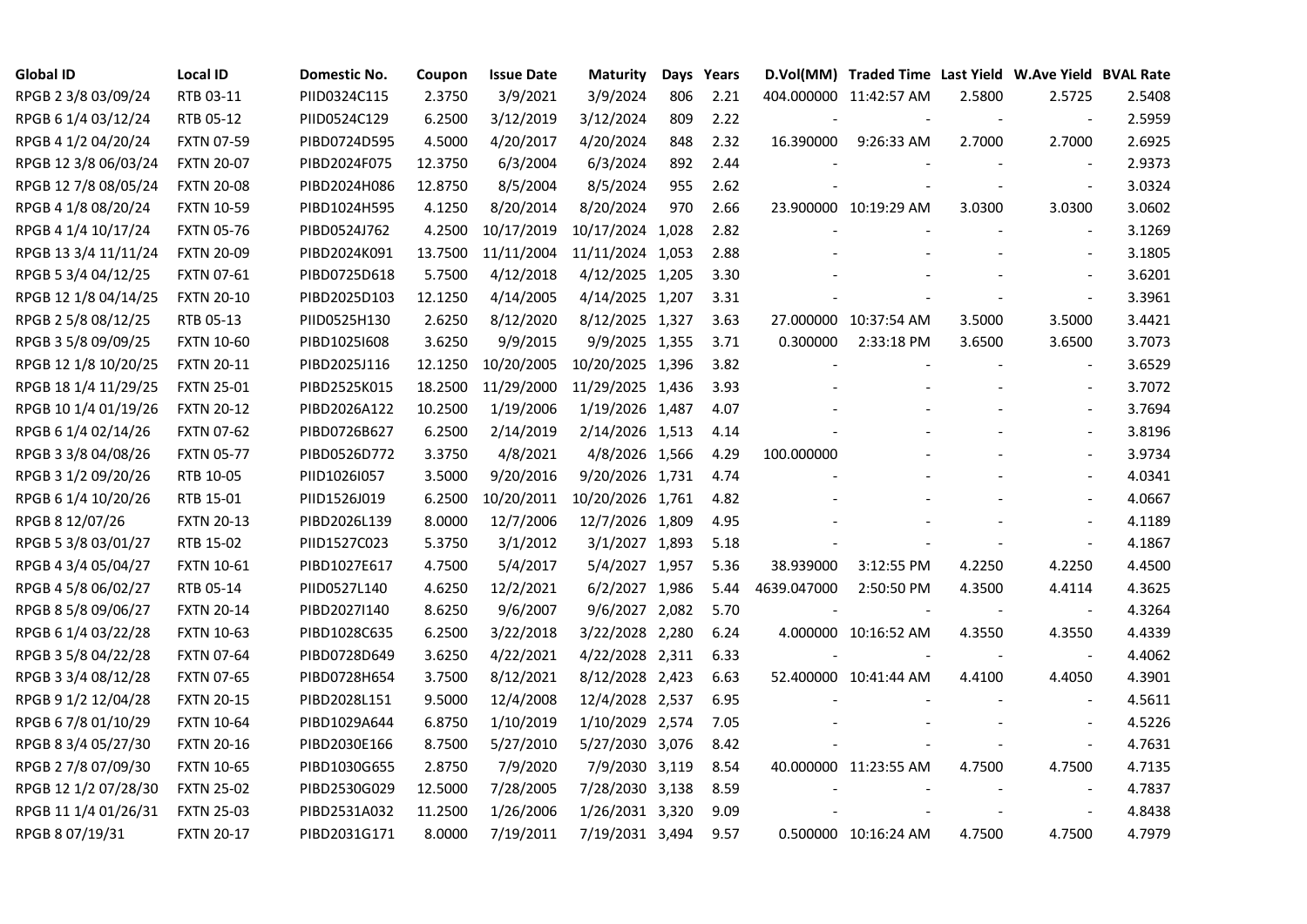| Global ID | Local ID | Domestic No. | Coupon | Issue Date | Maturity | Days | Years | D.Vol(MM) | Traded Time | Last Yield | W.Ave Yield | BVAL Rate |
|---|---|---|---|---|---|---|---|---|---|---|---|---|
| RPGB 2 3/8 03/09/24 | RTB 03-11 | PIID0324C115 | 2.3750 | 3/9/2021 | 3/9/2024 | 806 | 2.21 | 404.000000 | 11:42:57 AM | 2.5800 | 2.5725 | 2.5408 |
| RPGB 6 1/4 03/12/24 | RTB 05-12 | PIID0524C129 | 6.2500 | 3/12/2019 | 3/12/2024 | 809 | 2.22 | - | - | - | - | 2.5959 |
| RPGB 4 1/2 04/20/24 | FXTN 07-59 | PIBD0724D595 | 4.5000 | 4/20/2017 | 4/20/2024 | 848 | 2.32 | 16.390000 | 9:26:33 AM | 2.7000 | 2.7000 | 2.6925 |
| RPGB 12 3/8 06/03/24 | FXTN 20-07 | PIBD2024F075 | 12.3750 | 6/3/2004 | 6/3/2024 | 892 | 2.44 | - | - | - | - | 2.9373 |
| RPGB 12 7/8 08/05/24 | FXTN 20-08 | PIBD2024H086 | 12.8750 | 8/5/2004 | 8/5/2024 | 955 | 2.62 | - | - | - | - | 3.0324 |
| RPGB 4 1/8 08/20/24 | FXTN 10-59 | PIBD1024H595 | 4.1250 | 8/20/2014 | 8/20/2024 | 970 | 2.66 | 23.900000 | 10:19:29 AM | 3.0300 | 3.0300 | 3.0602 |
| RPGB 4 1/4 10/17/24 | FXTN 05-76 | PIBD0524J762 | 4.2500 | 10/17/2019 | 10/17/2024 | 1,028 | 2.82 | - | - | - | - | 3.1269 |
| RPGB 13 3/4 11/11/24 | FXTN 20-09 | PIBD2024K091 | 13.7500 | 11/11/2004 | 11/11/2024 | 1,053 | 2.88 | - | - | - | - | 3.1805 |
| RPGB 5 3/4 04/12/25 | FXTN 07-61 | PIBD0725D618 | 5.7500 | 4/12/2018 | 4/12/2025 | 1,205 | 3.30 | - | - | - | - | 3.6201 |
| RPGB 12 1/8 04/14/25 | FXTN 20-10 | PIBD2025D103 | 12.1250 | 4/14/2005 | 4/14/2025 | 1,207 | 3.31 | - | - | - | - | 3.3961 |
| RPGB 2 5/8 08/12/25 | RTB 05-13 | PIID0525H130 | 2.6250 | 8/12/2020 | 8/12/2025 | 1,327 | 3.63 | 27.000000 | 10:37:54 AM | 3.5000 | 3.5000 | 3.4421 |
| RPGB 3 5/8 09/09/25 | FXTN 10-60 | PIBD1025I608 | 3.6250 | 9/9/2015 | 9/9/2025 | 1,355 | 3.71 | 0.300000 | 2:33:18 PM | 3.6500 | 3.6500 | 3.7073 |
| RPGB 12 1/8 10/20/25 | FXTN 20-11 | PIBD2025J116 | 12.1250 | 10/20/2005 | 10/20/2025 | 1,396 | 3.82 | - | - | - | - | 3.6529 |
| RPGB 18 1/4 11/29/25 | FXTN 25-01 | PIBD2525K015 | 18.2500 | 11/29/2000 | 11/29/2025 | 1,436 | 3.93 | - | - | - | - | 3.7072 |
| RPGB 10 1/4 01/19/26 | FXTN 20-12 | PIBD2026A122 | 10.2500 | 1/19/2006 | 1/19/2026 | 1,487 | 4.07 | - | - | - | - | 3.7694 |
| RPGB 6 1/4 02/14/26 | FXTN 07-62 | PIBD0726B627 | 6.2500 | 2/14/2019 | 2/14/2026 | 1,513 | 4.14 | - | - | - | - | 3.8196 |
| RPGB 3 3/8 04/08/26 | FXTN 05-77 | PIBD0526D772 | 3.3750 | 4/8/2021 | 4/8/2026 | 1,566 | 4.29 | 100.000000 | - | - | - | 3.9734 |
| RPGB 3 1/2 09/20/26 | RTB 10-05 | PIID1026I057 | 3.5000 | 9/20/2016 | 9/20/2026 | 1,731 | 4.74 | - | - | - | - | 4.0341 |
| RPGB 6 1/4 10/20/26 | RTB 15-01 | PIID1526J019 | 6.2500 | 10/20/2011 | 10/20/2026 | 1,761 | 4.82 | - | - | - | - | 4.0667 |
| RPGB 8 12/07/26 | FXTN 20-13 | PIBD2026L139 | 8.0000 | 12/7/2006 | 12/7/2026 | 1,809 | 4.95 | - | - | - | - | 4.1189 |
| RPGB 5 3/8 03/01/27 | RTB 15-02 | PIID1527C023 | 5.3750 | 3/1/2012 | 3/1/2027 | 1,893 | 5.18 | - | - | - | - | 4.1867 |
| RPGB 4 3/4 05/04/27 | FXTN 10-61 | PIBD1027E617 | 4.7500 | 5/4/2017 | 5/4/2027 | 1,957 | 5.36 | 38.939000 | 3:12:55 PM | 4.2250 | 4.2250 | 4.4500 |
| RPGB 4 5/8 06/02/27 | RTB 05-14 | PIID0527L140 | 4.6250 | 12/2/2021 | 6/2/2027 | 1,986 | 5.44 | 4639.047000 | 2:50:50 PM | 4.3500 | 4.4114 | 4.3625 |
| RPGB 8 5/8 09/06/27 | FXTN 20-14 | PIBD2027I140 | 8.6250 | 9/6/2007 | 9/6/2027 | 2,082 | 5.70 | - | - | - | - | 4.3264 |
| RPGB 6 1/4 03/22/28 | FXTN 10-63 | PIBD1028C635 | 6.2500 | 3/22/2018 | 3/22/2028 | 2,280 | 6.24 | 4.000000 | 10:16:52 AM | 4.3550 | 4.3550 | 4.4339 |
| RPGB 3 5/8 04/22/28 | FXTN 07-64 | PIBD0728D649 | 3.6250 | 4/22/2021 | 4/22/2028 | 2,311 | 6.33 | - | - | - | - | 4.4062 |
| RPGB 3 3/4 08/12/28 | FXTN 07-65 | PIBD0728H654 | 3.7500 | 8/12/2021 | 8/12/2028 | 2,423 | 6.63 | 52.400000 | 10:41:44 AM | 4.4100 | 4.4050 | 4.3901 |
| RPGB 9 1/2 12/04/28 | FXTN 20-15 | PIBD2028L151 | 9.5000 | 12/4/2008 | 12/4/2028 | 2,537 | 6.95 | - | - | - | - | 4.5611 |
| RPGB 6 7/8 01/10/29 | FXTN 10-64 | PIBD1029A644 | 6.8750 | 1/10/2019 | 1/10/2029 | 2,574 | 7.05 | - | - | - | - | 4.5226 |
| RPGB 8 3/4 05/27/30 | FXTN 20-16 | PIBD2030E166 | 8.7500 | 5/27/2010 | 5/27/2030 | 3,076 | 8.42 | - | - | - | - | 4.7631 |
| RPGB 2 7/8 07/09/30 | FXTN 10-65 | PIBD1030G655 | 2.8750 | 7/9/2020 | 7/9/2030 | 3,119 | 8.54 | 40.000000 | 11:23:55 AM | 4.7500 | 4.7500 | 4.7135 |
| RPGB 12 1/2 07/28/30 | FXTN 25-02 | PIBD2530G029 | 12.5000 | 7/28/2005 | 7/28/2030 | 3,138 | 8.59 | - | - | - | - | 4.7837 |
| RPGB 11 1/4 01/26/31 | FXTN 25-03 | PIBD2531A032 | 11.2500 | 1/26/2006 | 1/26/2031 | 3,320 | 9.09 | - | - | - | - | 4.8438 |
| RPGB 8 07/19/31 | FXTN 20-17 | PIBD2031G171 | 8.0000 | 7/19/2011 | 7/19/2031 | 3,494 | 9.57 | 0.500000 | 10:16:24 AM | 4.7500 | 4.7500 | 4.7979 |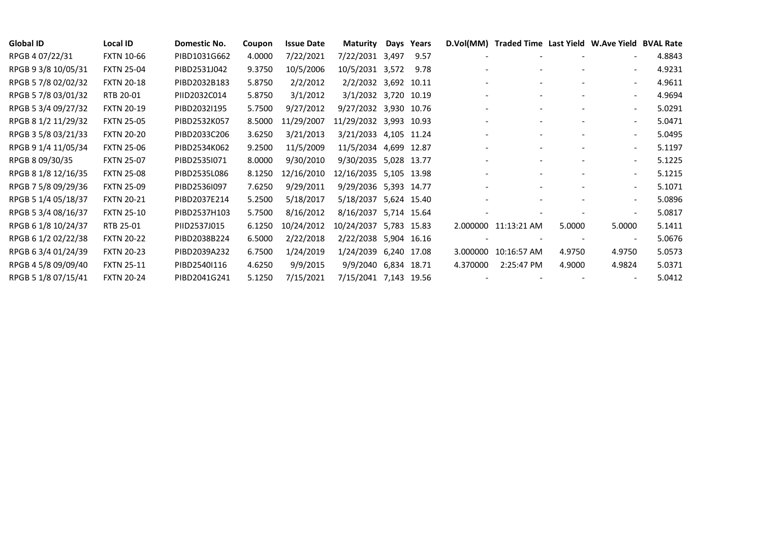| Global ID | Local ID | Domestic No. | Coupon | Issue Date | Maturity | Days | Years | D.Vol(MM) | Traded Time | Last Yield | W.Ave Yield | BVAL Rate |
|---|---|---|---|---|---|---|---|---|---|---|---|---|
| RPGB 4 07/22/31 | FXTN 10-66 | PIBD1031G662 | 4.0000 | 7/22/2021 | 7/22/2031 | 3,497 | 9.57 | - | - | - | - | 4.8843 |
| RPGB 9 3/8 10/05/31 | FXTN 25-04 | PIBD2531J042 | 9.3750 | 10/5/2006 | 10/5/2031 | 3,572 | 9.78 | - | - | - | - | 4.9231 |
| RPGB 5 7/8 02/02/32 | FXTN 20-18 | PIBD2032B183 | 5.8750 | 2/2/2012 | 2/2/2032 | 3,692 | 10.11 | - | - | - | - | 4.9611 |
| RPGB 5 7/8 03/01/32 | RTB 20-01 | PIID2032C014 | 5.8750 | 3/1/2012 | 3/1/2032 | 3,720 | 10.19 | - | - | - | - | 4.9694 |
| RPGB 5 3/4 09/27/32 | FXTN 20-19 | PIBD2032I195 | 5.7500 | 9/27/2012 | 9/27/2032 | 3,930 | 10.76 | - | - | - | - | 5.0291 |
| RPGB 8 1/2 11/29/32 | FXTN 25-05 | PIBD2532K057 | 8.5000 | 11/29/2007 | 11/29/2032 | 3,993 | 10.93 | - | - | - | - | 5.0471 |
| RPGB 3 5/8 03/21/33 | FXTN 20-20 | PIBD2033C206 | 3.6250 | 3/21/2013 | 3/21/2033 | 4,105 | 11.24 | - | - | - | - | 5.0495 |
| RPGB 9 1/4 11/05/34 | FXTN 25-06 | PIBD2534K062 | 9.2500 | 11/5/2009 | 11/5/2034 | 4,699 | 12.87 | - | - | - | - | 5.1197 |
| RPGB 8 09/30/35 | FXTN 25-07 | PIBD2535I071 | 8.0000 | 9/30/2010 | 9/30/2035 | 5,028 | 13.77 | - | - | - | - | 5.1225 |
| RPGB 8 1/8 12/16/35 | FXTN 25-08 | PIBD2535L086 | 8.1250 | 12/16/2010 | 12/16/2035 | 5,105 | 13.98 | - | - | - | - | 5.1215 |
| RPGB 7 5/8 09/29/36 | FXTN 25-09 | PIBD2536I097 | 7.6250 | 9/29/2011 | 9/29/2036 | 5,393 | 14.77 | - | - | - | - | 5.1071 |
| RPGB 5 1/4 05/18/37 | FXTN 20-21 | PIBD2037E214 | 5.2500 | 5/18/2017 | 5/18/2037 | 5,624 | 15.40 | - | - | - | - | 5.0896 |
| RPGB 5 3/4 08/16/37 | FXTN 25-10 | PIBD2537H103 | 5.7500 | 8/16/2012 | 8/16/2037 | 5,714 | 15.64 | - | - | - | - | 5.0817 |
| RPGB 6 1/8 10/24/37 | RTB 25-01 | PIID2537J015 | 6.1250 | 10/24/2012 | 10/24/2037 | 5,783 | 15.83 | 2.000000 | 11:13:21 AM | 5.0000 | 5.0000 | 5.1411 |
| RPGB 6 1/2 02/22/38 | FXTN 20-22 | PIBD2038B224 | 6.5000 | 2/22/2018 | 2/22/2038 | 5,904 | 16.16 | - | - | - | - | 5.0676 |
| RPGB 6 3/4 01/24/39 | FXTN 20-23 | PIBD2039A232 | 6.7500 | 1/24/2019 | 1/24/2039 | 6,240 | 17.08 | 3.000000 | 10:16:57 AM | 4.9750 | 4.9750 | 5.0573 |
| RPGB 4 5/8 09/09/40 | FXTN 25-11 | PIBD2540I116 | 4.6250 | 9/9/2015 | 9/9/2040 | 6,834 | 18.71 | 4.370000 | 2:25:47 PM | 4.9000 | 4.9824 | 5.0371 |
| RPGB 5 1/8 07/15/41 | FXTN 20-24 | PIBD2041G241 | 5.1250 | 7/15/2021 | 7/15/2041 | 7,143 | 19.56 | - | - | - | - | 5.0412 |